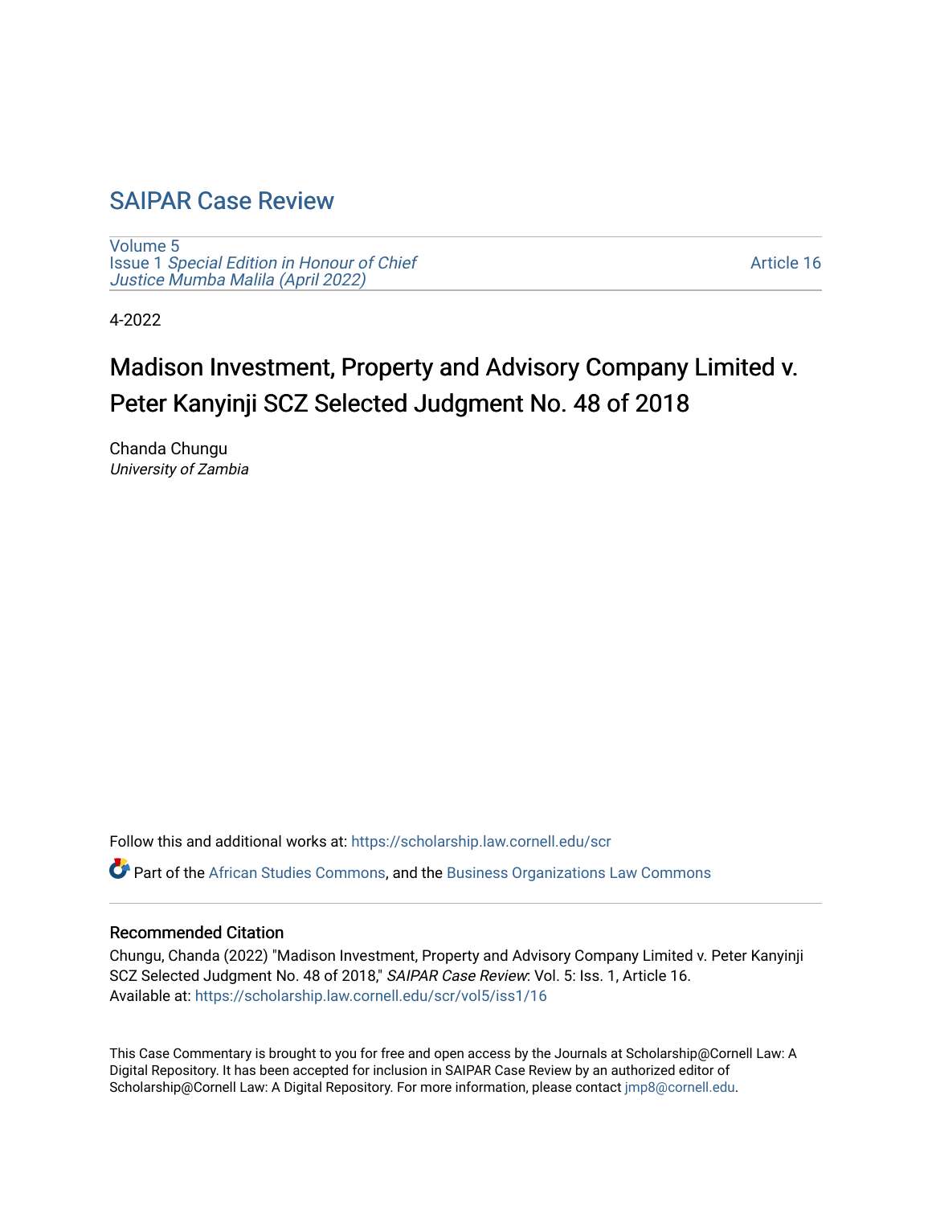# SAIPAR Case Review

Volume 5
Issue 1 *Special Edition in Honour of Chief Justice Mumba Malila (April 2022)*

Article 16

4-2022

## Madison Investment, Property and Advisory Company Limited v. Peter Kanyinji SCZ Selected Judgment No. 48 of 2018

Chanda Chungu
*University of Zambia*

Follow this and additional works at: https://scholarship.law.cornell.edu/scr

Part of the African Studies Commons, and the Business Organizations Law Commons

### Recommended Citation

Chungu, Chanda (2022) "Madison Investment, Property and Advisory Company Limited v. Peter Kanyinji SCZ Selected Judgment No. 48 of 2018," *SAIPAR Case Review*: Vol. 5: Iss. 1, Article 16.
Available at: https://scholarship.law.cornell.edu/scr/vol5/iss1/16

This Case Commentary is brought to you for free and open access by the Journals at Scholarship@Cornell Law: A Digital Repository. It has been accepted for inclusion in SAIPAR Case Review by an authorized editor of Scholarship@Cornell Law: A Digital Repository. For more information, please contact jmp8@cornell.edu.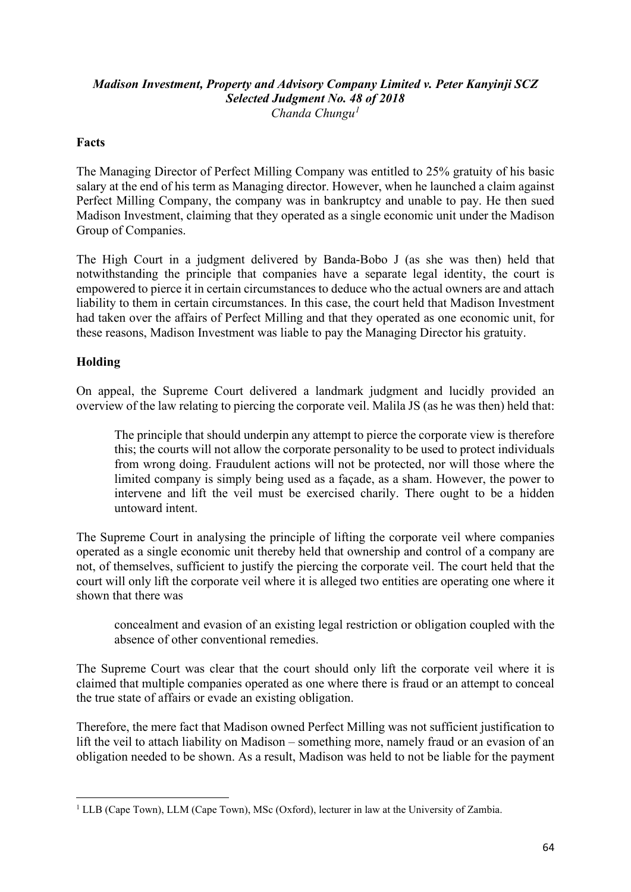***Madison Investment, Property and Advisory Company Limited v. Peter Kanyinji SCZ Selected Judgment No. 48 of 2018***

*Chanda Chungu*[1]

**Facts**

The Managing Director of Perfect Milling Company was entitled to 25% gratuity of his basic salary at the end of his term as Managing director. However, when he launched a claim against Perfect Milling Company, the company was in bankruptcy and unable to pay. He then sued Madison Investment, claiming that they operated as a single economic unit under the Madison Group of Companies.

The High Court in a judgment delivered by Banda-Bobo J (as she was then) held that notwithstanding the principle that companies have a separate legal identity, the court is empowered to pierce it in certain circumstances to deduce who the actual owners are and attach liability to them in certain circumstances. In this case, the court held that Madison Investment had taken over the affairs of Perfect Milling and that they operated as one economic unit, for these reasons, Madison Investment was liable to pay the Managing Director his gratuity.

**Holding**

On appeal, the Supreme Court delivered a landmark judgment and lucidly provided an overview of the law relating to piercing the corporate veil. Malila JS (as he was then) held that:

> The principle that should underpin any attempt to pierce the corporate view is therefore this; the courts will not allow the corporate personality to be used to protect individuals from wrong doing. Fraudulent actions will not be protected, nor will those where the limited company is simply being used as a façade, as a sham. However, the power to intervene and lift the veil must be exercised charily. There ought to be a hidden untoward intent.

The Supreme Court in analysing the principle of lifting the corporate veil where companies operated as a single economic unit thereby held that ownership and control of a company are not, of themselves, sufficient to justify the piercing the corporate veil. The court held that the court will only lift the corporate veil where it is alleged two entities are operating one where it shown that there was

> concealment and evasion of an existing legal restriction or obligation coupled with the absence of other conventional remedies.

The Supreme Court was clear that the court should only lift the corporate veil where it is claimed that multiple companies operated as one where there is fraud or an attempt to conceal the true state of affairs or evade an existing obligation.

Therefore, the mere fact that Madison owned Perfect Milling was not sufficient justification to lift the veil to attach liability on Madison – something more, namely fraud or an evasion of an obligation needed to be shown. As a result, Madison was held to not be liable for the payment

---

[1] LLB (Cape Town), LLM (Cape Town), MSc (Oxford), lecturer in law at the University of Zambia.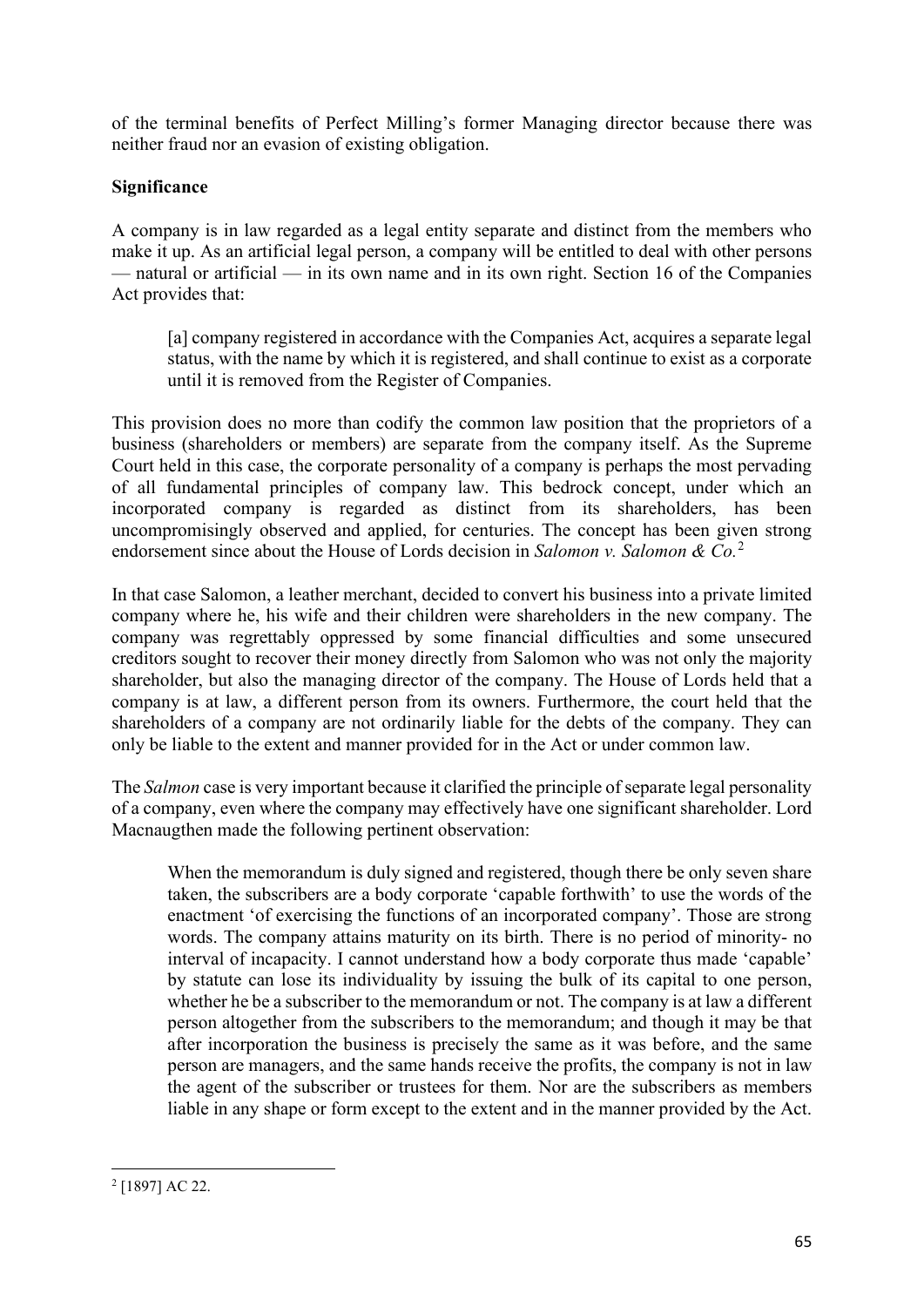of the terminal benefits of Perfect Milling's former Managing director because there was neither fraud nor an evasion of existing obligation.

**Significance**

A company is in law regarded as a legal entity separate and distinct from the members who make it up. As an artificial legal person, a company will be entitled to deal with other persons — natural or artificial — in its own name and in its own right. Section 16 of the Companies Act provides that:

> [a] company registered in accordance with the Companies Act, acquires a separate legal status, with the name by which it is registered, and shall continue to exist as a corporate until it is removed from the Register of Companies.

This provision does no more than codify the common law position that the proprietors of a business (shareholders or members) are separate from the company itself. As the Supreme Court held in this case, the corporate personality of a company is perhaps the most pervading of all fundamental principles of company law. This bedrock concept, under which an incorporated company is regarded as distinct from its shareholders, has been uncompromisingly observed and applied, for centuries. The concept has been given strong endorsement since about the House of Lords decision in *Salomon v. Salomon & Co.*[2]

In that case Salomon, a leather merchant, decided to convert his business into a private limited company where he, his wife and their children were shareholders in the new company. The company was regrettably oppressed by some financial difficulties and some unsecured creditors sought to recover their money directly from Salomon who was not only the majority shareholder, but also the managing director of the company. The House of Lords held that a company is at law, a different person from its owners. Furthermore, the court held that the shareholders of a company are not ordinarily liable for the debts of the company. They can only be liable to the extent and manner provided for in the Act or under common law.

The *Salmon* case is very important because it clarified the principle of separate legal personality of a company, even where the company may effectively have one significant shareholder. Lord Macnaugthen made the following pertinent observation:

> When the memorandum is duly signed and registered, though there be only seven share taken, the subscribers are a body corporate 'capable forthwith' to use the words of the enactment 'of exercising the functions of an incorporated company'. Those are strong words. The company attains maturity on its birth. There is no period of minority- no interval of incapacity. I cannot understand how a body corporate thus made 'capable' by statute can lose its individuality by issuing the bulk of its capital to one person, whether he be a subscriber to the memorandum or not. The company is at law a different person altogether from the subscribers to the memorandum; and though it may be that after incorporation the business is precisely the same as it was before, and the same person are managers, and the same hands receive the profits, the company is not in law the agent of the subscriber or trustees for them. Nor are the subscribers as members liable in any shape or form except to the extent and in the manner provided by the Act.

[2] [1897] AC 22.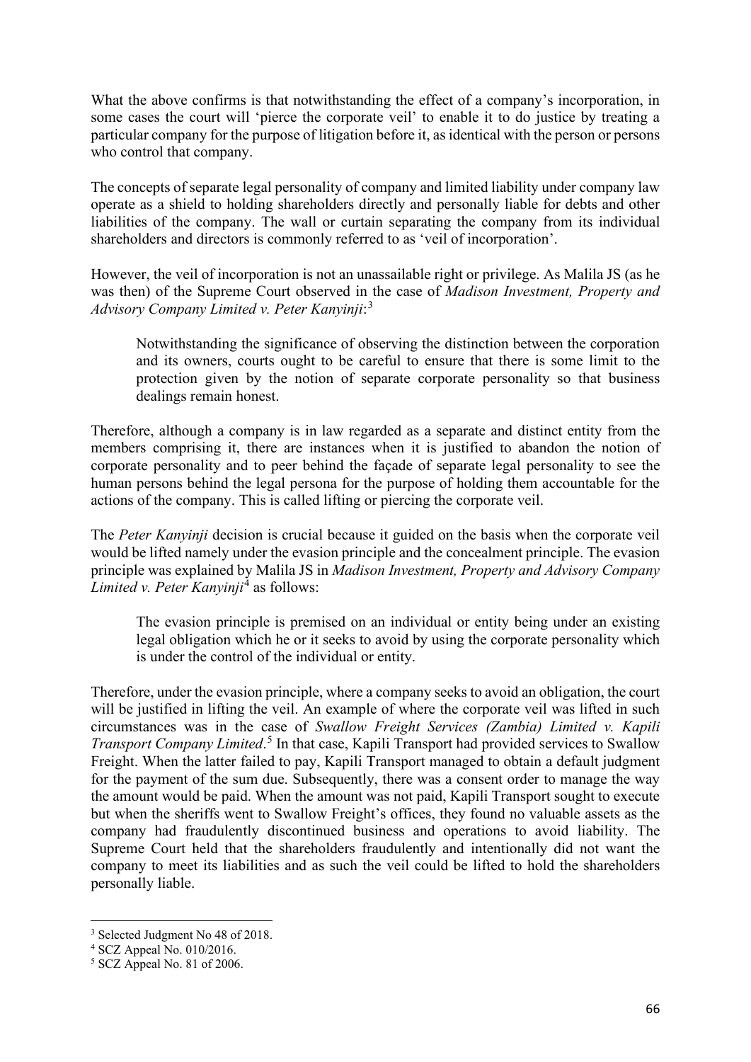What the above confirms is that notwithstanding the effect of a company's incorporation, in some cases the court will 'pierce the corporate veil' to enable it to do justice by treating a particular company for the purpose of litigation before it, as identical with the person or persons who control that company.

The concepts of separate legal personality of company and limited liability under company law operate as a shield to holding shareholders directly and personally liable for debts and other liabilities of the company. The wall or curtain separating the company from its individual shareholders and directors is commonly referred to as 'veil of incorporation'.

However, the veil of incorporation is not an unassailable right or privilege. As Malila JS (as he was then) of the Supreme Court observed in the case of *Madison Investment, Property and Advisory Company Limited v. Peter Kanyinji*:[3]

> Notwithstanding the significance of observing the distinction between the corporation and its owners, courts ought to be careful to ensure that there is some limit to the protection given by the notion of separate corporate personality so that business dealings remain honest.

Therefore, although a company is in law regarded as a separate and distinct entity from the members comprising it, there are instances when it is justified to abandon the notion of corporate personality and to peer behind the façade of separate legal personality to see the human persons behind the legal persona for the purpose of holding them accountable for the actions of the company. This is called lifting or piercing the corporate veil.

The *Peter Kanyinji* decision is crucial because it guided on the basis when the corporate veil would be lifted namely under the evasion principle and the concealment principle. The evasion principle was explained by Malila JS in *Madison Investment, Property and Advisory Company Limited v. Peter Kanyinji*[4] as follows:

> The evasion principle is premised on an individual or entity being under an existing legal obligation which he or it seeks to avoid by using the corporate personality which is under the control of the individual or entity.

Therefore, under the evasion principle, where a company seeks to avoid an obligation, the court will be justified in lifting the veil. An example of where the corporate veil was lifted in such circumstances was in the case of *Swallow Freight Services (Zambia) Limited v. Kapili Transport Company Limited*.[5] In that case, Kapili Transport had provided services to Swallow Freight. When the latter failed to pay, Kapili Transport managed to obtain a default judgment for the payment of the sum due. Subsequently, there was a consent order to manage the way the amount would be paid. When the amount was not paid, Kapili Transport sought to execute but when the sheriffs went to Swallow Freight's offices, they found no valuable assets as the company had fraudulently discontinued business and operations to avoid liability. The Supreme Court held that the shareholders fraudulently and intentionally did not want the company to meet its liabilities and as such the veil could be lifted to hold the shareholders personally liable.

---

[3] Selected Judgment No 48 of 2018.

[4] SCZ Appeal No. 010/2016.

[5] SCZ Appeal No. 81 of 2006.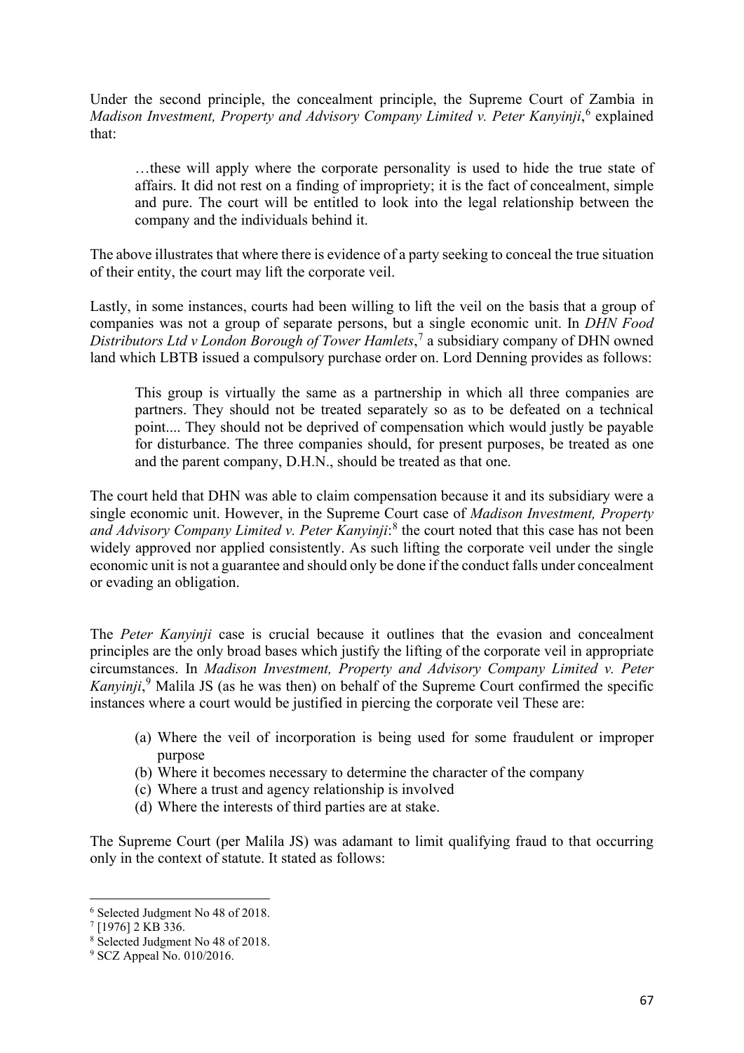Under the second principle, the concealment principle, the Supreme Court of Zambia in *Madison Investment, Property and Advisory Company Limited v. Peter Kanyinji*,[6] explained that:

> …these will apply where the corporate personality is used to hide the true state of affairs. It did not rest on a finding of impropriety; it is the fact of concealment, simple and pure. The court will be entitled to look into the legal relationship between the company and the individuals behind it.

The above illustrates that where there is evidence of a party seeking to conceal the true situation of their entity, the court may lift the corporate veil.

Lastly, in some instances, courts had been willing to lift the veil on the basis that a group of companies was not a group of separate persons, but a single economic unit. In *DHN Food Distributors Ltd v London Borough of Tower Hamlets*,[7] a subsidiary company of DHN owned land which LBTB issued a compulsory purchase order on. Lord Denning provides as follows:

> This group is virtually the same as a partnership in which all three companies are partners. They should not be treated separately so as to be defeated on a technical point.... They should not be deprived of compensation which would justly be payable for disturbance. The three companies should, for present purposes, be treated as one and the parent company, D.H.N., should be treated as that one.

The court held that DHN was able to claim compensation because it and its subsidiary were a single economic unit. However, in the Supreme Court case of *Madison Investment, Property and Advisory Company Limited v. Peter Kanyinji*:[8] the court noted that this case has not been widely approved nor applied consistently. As such lifting the corporate veil under the single economic unit is not a guarantee and should only be done if the conduct falls under concealment or evading an obligation.

The *Peter Kanyinji* case is crucial because it outlines that the evasion and concealment principles are the only broad bases which justify the lifting of the corporate veil in appropriate circumstances. In *Madison Investment, Property and Advisory Company Limited v. Peter Kanyinji*,[9] Malila JS (as he was then) on behalf of the Supreme Court confirmed the specific instances where a court would be justified in piercing the corporate veil These are:

(a) Where the veil of incorporation is being used for some fraudulent or improper purpose
(b) Where it becomes necessary to determine the character of the company
(c) Where a trust and agency relationship is involved
(d) Where the interests of third parties are at stake.

The Supreme Court (per Malila JS) was adamant to limit qualifying fraud to that occurring only in the context of statute. It stated as follows:

---

[6] Selected Judgment No 48 of 2018.
[7] [1976] 2 KB 336.
[8] Selected Judgment No 48 of 2018.
[9] SCZ Appeal No. 010/2016.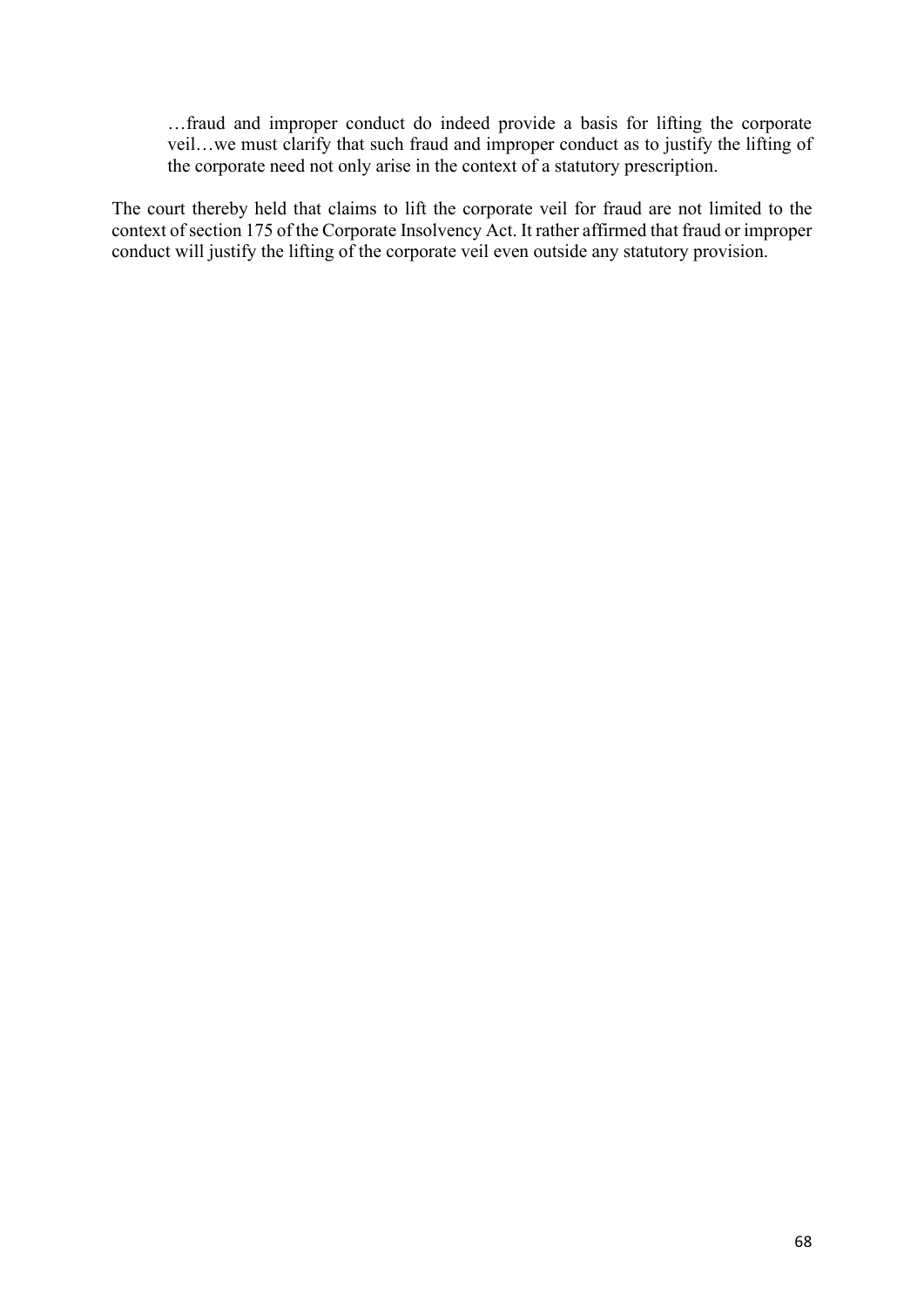> …fraud and improper conduct do indeed provide a basis for lifting the corporate veil…we must clarify that such fraud and improper conduct as to justify the lifting of the corporate need not only arise in the context of a statutory prescription.

The court thereby held that claims to lift the corporate veil for fraud are not limited to the context of section 175 of the Corporate Insolvency Act. It rather affirmed that fraud or improper conduct will justify the lifting of the corporate veil even outside any statutory provision.